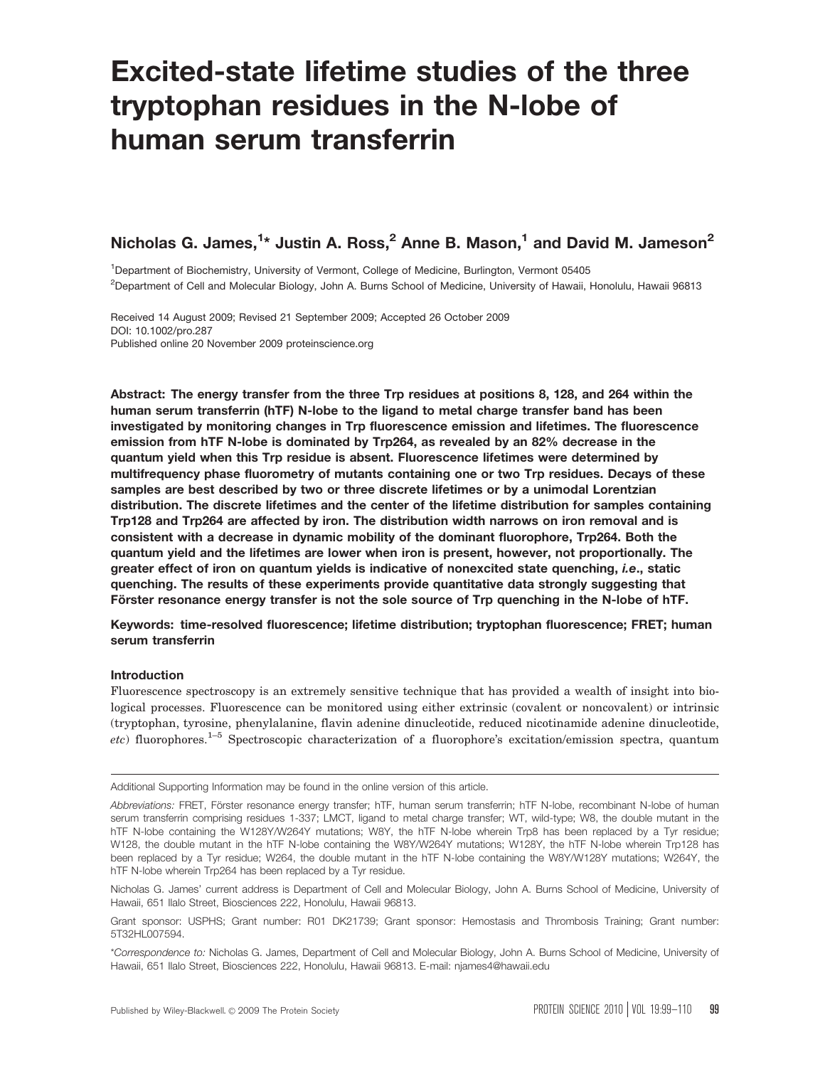# Excited-state lifetime studies of the three tryptophan residues in the N-lobe of human serum transferrin

**Nicholas G. James,[1]* Justin A. Ross,[2] Anne B. Mason,[1] and David M. Jameson[2]**

[1]Department of Biochemistry, University of Vermont, College of Medicine, Burlington, Vermont 05405

[2]Department of Cell and Molecular Biology, John A. Burns School of Medicine, University of Hawaii, Honolulu, Hawaii 96813

Received 14 August 2009; Revised 21 September 2009; Accepted 26 October 2009
DOI: 10.1002/pro.287
Published online 20 November 2009 proteinscience.org

**Abstract: The energy transfer from the three Trp residues at positions 8, 128, and 264 within the human serum transferrin (hTF) N-lobe to the ligand to metal charge transfer band has been investigated by monitoring changes in Trp fluorescence emission and lifetimes. The fluorescence emission from hTF N-lobe is dominated by Trp264, as revealed by an 82% decrease in the quantum yield when this Trp residue is absent. Fluorescence lifetimes were determined by multifrequency phase fluorometry of mutants containing one or two Trp residues. Decays of these samples are best described by two or three discrete lifetimes or by a unimodal Lorentzian distribution. The discrete lifetimes and the center of the lifetime distribution for samples containing Trp128 and Trp264 are affected by iron. The distribution width narrows on iron removal and is consistent with a decrease in dynamic mobility of the dominant fluorophore, Trp264. Both the quantum yield and the lifetimes are lower when iron is present, however, not proportionally. The greater effect of iron on quantum yields is indicative of nonexcited state quenching, *i.e.*, static quenching. The results of these experiments provide quantitative data strongly suggesting that Förster resonance energy transfer is not the sole source of Trp quenching in the N-lobe of hTF.**

**Keywords: time-resolved fluorescence; lifetime distribution; tryptophan fluorescence; FRET; human serum transferrin**

## Introduction

Fluorescence spectroscopy is an extremely sensitive technique that has provided a wealth of insight into biological processes. Fluorescence can be monitored using either extrinsic (covalent or noncovalent) or intrinsic (tryptophan, tyrosine, phenylalanine, flavin adenine dinucleotide, reduced nicotinamide adenine dinucleotide, *etc*) fluorophores.[1–5] Spectroscopic characterization of a fluorophore's excitation/emission spectra, quantum

---

Additional Supporting Information may be found in the online version of this article.

*Abbreviations:* FRET, Förster resonance energy transfer; hTF, human serum transferrin; hTF N-lobe, recombinant N-lobe of human serum transferrin comprising residues 1-337; LMCT, ligand to metal charge transfer; WT, wild-type; W8, the double mutant in the hTF N-lobe containing the W128Y/W264Y mutations; W8Y, the hTF N-lobe wherein Trp8 has been replaced by a Tyr residue; W128, the double mutant in the hTF N-lobe containing the W8Y/W264Y mutations; W128Y, the hTF N-lobe wherein Trp128 has been replaced by a Tyr residue; W264, the double mutant in the hTF N-lobe containing the W8Y/W128Y mutations; W264Y, the hTF N-lobe wherein Trp264 has been replaced by a Tyr residue.

Nicholas G. James' current address is Department of Cell and Molecular Biology, John A. Burns School of Medicine, University of Hawaii, 651 Ilalo Street, Biosciences 222, Honolulu, Hawaii 96813.

Grant sponsor: USPHS; Grant number: R01 DK21739; Grant sponsor: Hemostasis and Thrombosis Training; Grant number: 5T32HL007594.

*Correspondence to: Nicholas G. James, Department of Cell and Molecular Biology, John A. Burns School of Medicine, University of Hawaii, 651 Ilalo Street, Biosciences 222, Honolulu, Hawaii 96813. E-mail: njames4@hawaii.edu

Published by Wiley-Blackwell. © 2009 The Protein Society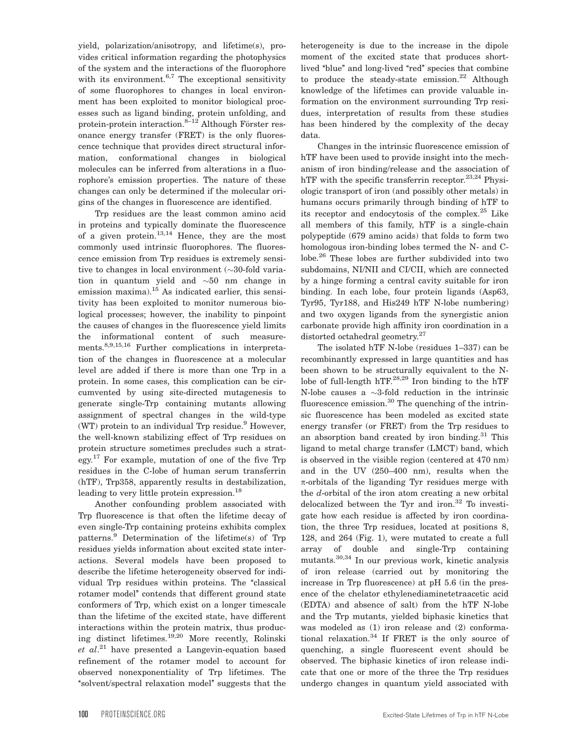yield, polarization/anisotropy, and lifetime(s), provides critical information regarding the photophysics of the system and the interactions of the fluorophore with its environment.[6,7] The exceptional sensitivity of some fluorophores to changes in local environment has been exploited to monitor biological processes such as ligand binding, protein unfolding, and protein-protein interaction.[8–12] Although Förster resonance energy transfer (FRET) is the only fluorescence technique that provides direct structural information, conformational changes in biological molecules can be inferred from alterations in a fluorophore's emission properties. The nature of these changes can only be determined if the molecular origins of the changes in fluorescence are identified.

Trp residues are the least common amino acid in proteins and typically dominate the fluorescence of a given protein.[13,14] Hence, they are the most commonly used intrinsic fluorophores. The fluorescence emission from Trp residues is extremely sensitive to changes in local environment (~30-fold variation in quantum yield and ~50 nm change in emission maxima).[15] As indicated earlier, this sensitivity has been exploited to monitor numerous biological processes; however, the inability to pinpoint the causes of changes in the fluorescence yield limits the informational content of such measurements.[8,9,15,16] Further complications in interpretation of the changes in fluorescence at a molecular level are added if there is more than one Trp in a protein. In some cases, this complication can be circumvented by using site-directed mutagenesis to generate single-Trp containing mutants allowing assignment of spectral changes in the wild-type (WT) protein to an individual Trp residue.[9] However, the well-known stabilizing effect of Trp residues on protein structure sometimes precludes such a strategy.[17] For example, mutation of one of the five Trp residues in the C-lobe of human serum transferrin (hTF), Trp358, apparently results in destabilization, leading to very little protein expression.[18]

Another confounding problem associated with Trp fluorescence is that often the lifetime decay of even single-Trp containing proteins exhibits complex patterns.[9] Determination of the lifetime(s) of Trp residues yields information about excited state interactions. Several models have been proposed to describe the lifetime heterogeneity observed for individual Trp residues within proteins. The "classical rotamer model" contends that different ground state conformers of Trp, which exist on a longer timescale than the lifetime of the excited state, have different interactions within the protein matrix, thus producing distinct lifetimes.[19,20] More recently, Rolinski *et al*.[21] have presented a Langevin-equation based refinement of the rotamer model to account for observed nonexponentiality of Trp lifetimes. The "solvent/spectral relaxation model" suggests that the heterogeneity is due to the increase in the dipole moment of the excited state that produces short-lived "blue" and long-lived "red" species that combine to produce the steady-state emission.[22] Although knowledge of the lifetimes can provide valuable information on the environment surrounding Trp residues, interpretation of results from these studies has been hindered by the complexity of the decay data.

Changes in the intrinsic fluorescence emission of hTF have been used to provide insight into the mechanism of iron binding/release and the association of hTF with the specific transferrin receptor.[23,24] Physiologic transport of iron (and possibly other metals) in humans occurs primarily through binding of hTF to its receptor and endocytosis of the complex.[25] Like all members of this family, hTF is a single-chain polypeptide (679 amino acids) that folds to form two homologous iron-binding lobes termed the N- and C-lobe.[26] These lobes are further subdivided into two subdomains, NI/NII and CI/CII, which are connected by a hinge forming a central cavity suitable for iron binding. In each lobe, four protein ligands (Asp63, Tyr95, Tyr188, and His249 hTF N-lobe numbering) and two oxygen ligands from the synergistic anion carbonate provide high affinity iron coordination in a distorted octahedral geometry.[27]

The isolated hTF N-lobe (residues 1–337) can be recombinantly expressed in large quantities and has been shown to be structurally equivalent to the N-lobe of full-length hTF.[28,29] Iron binding to the hTF N-lobe causes a ~3-fold reduction in the intrinsic fluorescence emission.[30] The quenching of the intrinsic fluorescence has been modeled as excited state energy transfer (or FRET) from the Trp residues to an absorption band created by iron binding.[31] This ligand to metal charge transfer (LMCT) band, which is observed in the visible region (centered at 470 nm) and in the UV (250–400 nm), results when the $\pi$-orbitals of the liganding Tyr residues merge with the *d*-orbital of the iron atom creating a new orbital delocalized between the Tyr and iron.[32] To investigate how each residue is affected by iron coordination, the three Trp residues, located at positions 8, 128, and 264 (Fig. 1), were mutated to create a full array of double and single-Trp containing mutants.[30,34] In our previous work, kinetic analysis of iron release (carried out by monitoring the increase in Trp fluorescence) at pH 5.6 (in the presence of the chelator ethylenediaminetetraacetic acid (EDTA) and absence of salt) from the hTF N-lobe and the Trp mutants, yielded biphasic kinetics that was modeled as (1) iron release and (2) conformational relaxation.[34] If FRET is the only source of quenching, a single fluorescent event should be observed. The biphasic kinetics of iron release indicate that one or more of the three the Trp residues undergo changes in quantum yield associated with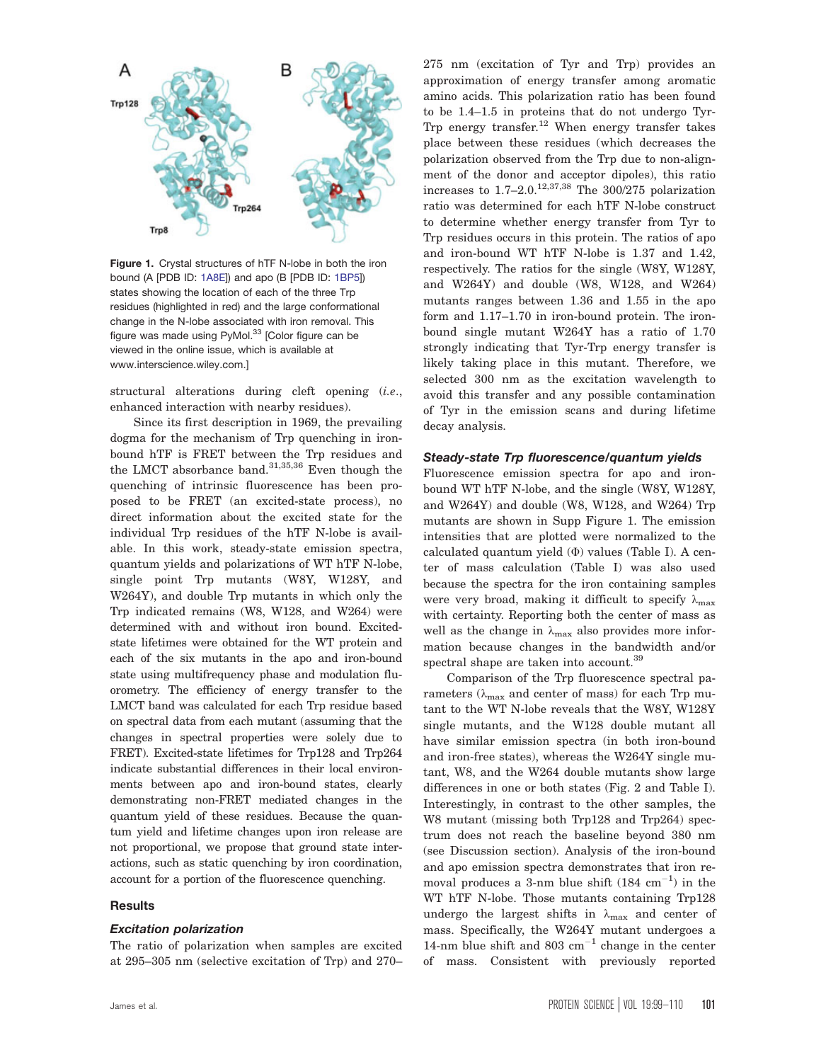**Figure 1.** Crystal structures of hTF N-lobe in both the iron bound (A [PDB ID: 1A8E]) and apo (B [PDB ID: 1BP5]) states showing the location of each of the three Trp residues (highlighted in red) and the large conformational change in the N-lobe associated with iron removal. This figure was made using PyMol.[33] [Color figure can be viewed in the online issue, which is available at www.interscience.wiley.com.]

structural alterations during cleft opening (*i.e.*, enhanced interaction with nearby residues).

Since its first description in 1969, the prevailing dogma for the mechanism of Trp quenching in iron-bound hTF is FRET between the Trp residues and the LMCT absorbance band.[31,35,36] Even though the quenching of intrinsic fluorescence has been proposed to be FRET (an excited-state process), no direct information about the excited state for the individual Trp residues of the hTF N-lobe is available. In this work, steady-state emission spectra, quantum yields and polarizations of WT hTF N-lobe, single point Trp mutants (W8Y, W128Y, and W264Y), and double Trp mutants in which only the Trp indicated remains (W8, W128, and W264) were determined with and without iron bound. Excited-state lifetimes were obtained for the WT protein and each of the six mutants in the apo and iron-bound state using multifrequency phase and modulation fluorometry. The efficiency of energy transfer to the LMCT band was calculated for each Trp residue based on spectral data from each mutant (assuming that the changes in spectral properties were solely due to FRET). Excited-state lifetimes for Trp128 and Trp264 indicate substantial differences in their local environments between apo and iron-bound states, clearly demonstrating non-FRET mediated changes in the quantum yield of these residues. Because the quantum yield and lifetime changes upon iron release are not proportional, we propose that ground state interactions, such as static quenching by iron coordination, account for a portion of the fluorescence quenching.

## Results

### Excitation polarization

The ratio of polarization when samples are excited at 295–305 nm (selective excitation of Trp) and 270–275 nm (excitation of Tyr and Trp) provides an approximation of energy transfer among aromatic amino acids. This polarization ratio has been found to be 1.4–1.5 in proteins that do not undergo Tyr-Trp energy transfer.[12] When energy transfer takes place between these residues (which decreases the polarization observed from the Trp due to non-alignment of the donor and acceptor dipoles), this ratio increases to 1.7–2.0.[12,37,38] The 300/275 polarization ratio was determined for each hTF N-lobe construct to determine whether energy transfer from Tyr to Trp residues occurs in this protein. The ratios of apo and iron-bound WT hTF N-lobe is 1.37 and 1.42, respectively. The ratios for the single (W8Y, W128Y, and W264Y) and double (W8, W128, and W264) mutants ranges between 1.36 and 1.55 in the apo form and 1.17–1.70 in iron-bound protein. The iron-bound single mutant W264Y has a ratio of 1.70 strongly indicating that Tyr-Trp energy transfer is likely taking place in this mutant. Therefore, we selected 300 nm as the excitation wavelength to avoid this transfer and any possible contamination of Tyr in the emission scans and during lifetime decay analysis.

### Steady-state Trp fluorescence/quantum yields

Fluorescence emission spectra for apo and iron-bound WT hTF N-lobe, and the single (W8Y, W128Y, and W264Y) and double (W8, W128, and W264) Trp mutants are shown in Supp Figure 1. The emission intensities that are plotted were normalized to the calculated quantum yield ($\Phi$) values (Table I). A center of mass calculation (Table I) was also used because the spectra for the iron containing samples were very broad, making it difficult to specify $\lambda_{max}$ with certainty. Reporting both the center of mass as well as the change in $\lambda_{max}$ also provides more information because changes in the bandwidth and/or spectral shape are taken into account.[39]

Comparison of the Trp fluorescence spectral parameters ($\lambda_{max}$ and center of mass) for each Trp mutant to the WT N-lobe reveals that the W8Y, W128Y single mutants, and the W128 double mutant all have similar emission spectra (in both iron-bound and iron-free states), whereas the W264Y single mutant, W8, and the W264 double mutants show large differences in one or both states (Fig. 2 and Table I). Interestingly, in contrast to the other samples, the W8 mutant (missing both Trp128 and Trp264) spectrum does not reach the baseline beyond 380 nm (see Discussion section). Analysis of the iron-bound and apo emission spectra demonstrates that iron removal produces a 3-nm blue shift (184 cm$^{-1}$) in the WT hTF N-lobe. Those mutants containing Trp128 undergo the largest shifts in $\lambda_{max}$ and center of mass. Specifically, the W264Y mutant undergoes a 14-nm blue shift and 803 cm$^{-1}$ change in the center of mass. Consistent with previously reported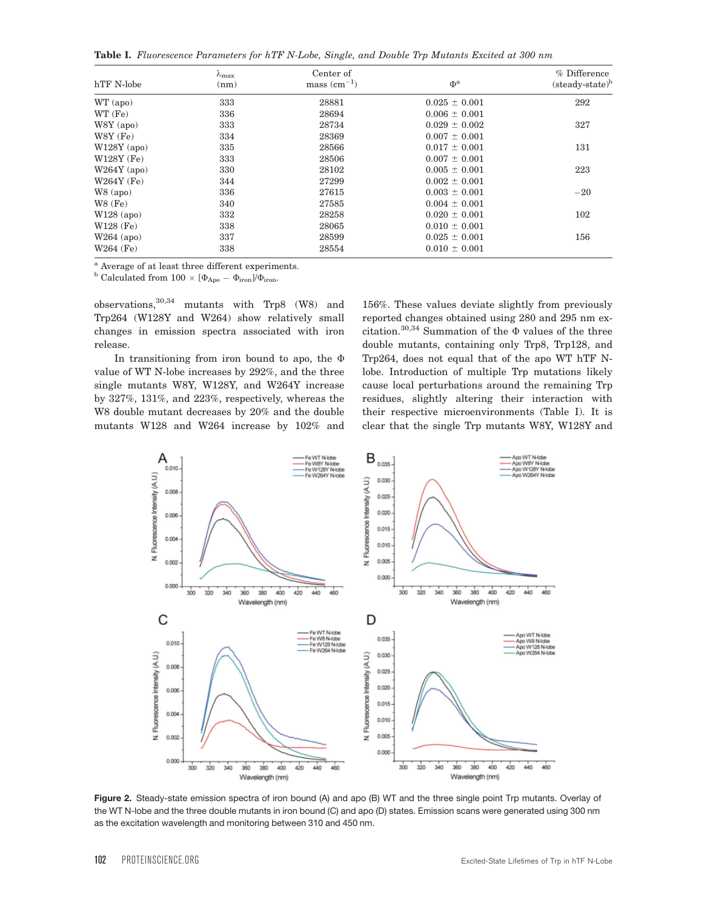**Table I.** *Fluorescence Parameters for hTF N-Lobe, Single, and Double Trp Mutants Excited at 300 nm*

| hTF N-lobe | $\lambda_{max}$ (nm) | Center of mass ($cm^{-1}$) | $\Phi$[a] | % Difference (steady-state)[b] |
|---|---|---|---|---|
| WT (apo) | 333 | 28881 | 0.025 ± 0.001 | 292 |
| WT (Fe) | 336 | 28694 | 0.006 ± 0.001 | |
| W8Y (apo) | 333 | 28734 | 0.029 ± 0.002 | 327 |
| W8Y (Fe) | 334 | 28369 | 0.007 ± 0.001 | |
| W128Y (apo) | 335 | 28566 | 0.017 ± 0.001 | 131 |
| W128Y (Fe) | 333 | 28506 | 0.007 ± 0.001 | |
| W264Y (apo) | 330 | 28102 | 0.005 ± 0.001 | 223 |
| W264Y (Fe) | 344 | 27299 | 0.002 ± 0.001 | |
| W8 (apo) | 336 | 27615 | 0.003 ± 0.001 | −20 |
| W8 (Fe) | 340 | 27585 | 0.004 ± 0.001 | |
| W128 (apo) | 332 | 28258 | 0.020 ± 0.001 | 102 |
| W128 (Fe) | 338 | 28065 | 0.010 ± 0.001 | |
| W264 (apo) | 337 | 28599 | 0.025 ± 0.001 | 156 |
| W264 (Fe) | 338 | 28554 | 0.010 ± 0.001 | |

[a] Average of at least three different experiments.
[b] Calculated from $100 \times [\Phi_{Apo} - \Phi_{iron}]/\Phi_{iron}$.

observations,[30,34] mutants with Trp8 (W8) and Trp264 (W128Y and W264) show relatively small changes in emission spectra associated with iron release.

In transitioning from iron bound to apo, the $\Phi$ value of WT N-lobe increases by 292%, and the three single mutants W8Y, W128Y, and W264Y increase by 327%, 131%, and 223%, respectively, whereas the W8 double mutant decreases by 20% and the double mutants W128 and W264 increase by 102% and 156%. These values deviate slightly from previously reported changes obtained using 280 and 295 nm excitation.[30,34] Summation of the $\Phi$ values of the three double mutants, containing only Trp8, Trp128, and Trp264, does not equal that of the apo WT hTF N-lobe. Introduction of multiple Trp mutations likely cause local perturbations around the remaining Trp residues, slightly altering their interaction with their respective microenvironments (Table I). It is clear that the single Trp mutants W8Y, W128Y and

**Figure 2.** Steady-state emission spectra of iron bound (A) and apo (B) WT and the three single point Trp mutants. Overlay of the WT N-lobe and the three double mutants in iron bound (C) and apo (D) states. Emission scans were generated using 300 nm as the excitation wavelength and monitoring between 310 and 450 nm.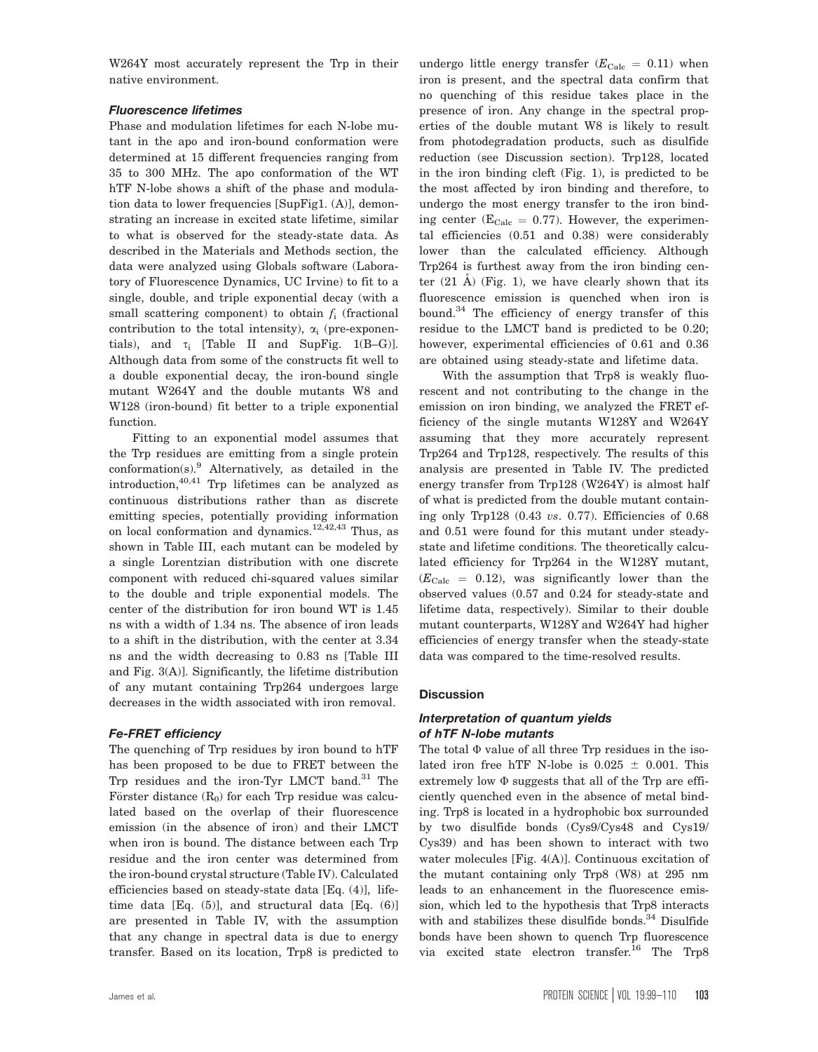W264Y most accurately represent the Trp in their native environment.

### Fluorescence lifetimes

Phase and modulation lifetimes for each N-lobe mutant in the apo and iron-bound conformation were determined at 15 different frequencies ranging from 35 to 300 MHz. The apo conformation of the WT hTF N-lobe shows a shift of the phase and modulation data to lower frequencies [SupFig1. (A)], demonstrating an increase in excited state lifetime, similar to what is observed for the steady-state data. As described in the Materials and Methods section, the data were analyzed using Globals software (Laboratory of Fluorescence Dynamics, UC Irvine) to fit to a single, double, and triple exponential decay (with a small scattering component) to obtain $f_i$ (fractional contribution to the total intensity), $\alpha_i$ (pre-exponentials), and $\tau_i$ [Table II and SupFig. 1(B–G)]. Although data from some of the constructs fit well to a double exponential decay, the iron-bound single mutant W264Y and the double mutants W8 and W128 (iron-bound) fit better to a triple exponential function.

Fitting to an exponential model assumes that the Trp residues are emitting from a single protein conformation(s).[9] Alternatively, as detailed in the introduction,[40,41] Trp lifetimes can be analyzed as continuous distributions rather than as discrete emitting species, potentially providing information on local conformation and dynamics.[12,42,43] Thus, as shown in Table III, each mutant can be modeled by a single Lorentzian distribution with one discrete component with reduced chi-squared values similar to the double and triple exponential models. The center of the distribution for iron bound WT is 1.45 ns with a width of 1.34 ns. The absence of iron leads to a shift in the distribution, with the center at 3.34 ns and the width decreasing to 0.83 ns [Table III and Fig. 3(A)]. Significantly, the lifetime distribution of any mutant containing Trp264 undergoes large decreases in the width associated with iron removal.

### Fe-FRET efficiency

The quenching of Trp residues by iron bound to hTF has been proposed to be due to FRET between the Trp residues and the iron-Tyr LMCT band.[31] The Förster distance ($R_0$) for each Trp residue was calculated based on the overlap of their fluorescence emission (in the absence of iron) and their LMCT when iron is bound. The distance between each Trp residue and the iron center was determined from the iron-bound crystal structure (Table IV). Calculated efficiencies based on steady-state data [Eq. (4)], lifetime data [Eq. (5)], and structural data [Eq. (6)] are presented in Table IV, with the assumption that any change in spectral data is due to energy transfer. Based on its location, Trp8 is predicted to undergo little energy transfer ($E_{Calc} = 0.11$) when iron is present, and the spectral data confirm that no quenching of this residue takes place in the presence of iron. Any change in the spectral properties of the double mutant W8 is likely to result from photodegradation products, such as disulfide reduction (see Discussion section). Trp128, located in the iron binding cleft (Fig. 1), is predicted to be the most affected by iron binding and therefore, to undergo the most energy transfer to the iron binding center ($E_{Calc} = 0.77$). However, the experimental efficiencies (0.51 and 0.38) were considerably lower than the calculated efficiency. Although Trp264 is furthest away from the iron binding center (21 Å) (Fig. 1), we have clearly shown that its fluorescence emission is quenched when iron is bound.[34] The efficiency of energy transfer of this residue to the LMCT band is predicted to be 0.20; however, experimental efficiencies of 0.61 and 0.36 are obtained using steady-state and lifetime data.

With the assumption that Trp8 is weakly fluorescent and not contributing to the change in the emission on iron binding, we analyzed the FRET efficiency of the single mutants W128Y and W264Y assuming that they more accurately represent Trp264 and Trp128, respectively. The results of this analysis are presented in Table IV. The predicted energy transfer from Trp128 (W264Y) is almost half of what is predicted from the double mutant containing only Trp128 (0.43 *vs*. 0.77). Efficiencies of 0.68 and 0.51 were found for this mutant under steady-state and lifetime conditions. The theoretically calculated efficiency for Trp264 in the W128Y mutant, ($E_{Calc} = 0.12$), was significantly lower than the observed values (0.57 and 0.24 for steady-state and lifetime data, respectively). Similar to their double mutant counterparts, W128Y and W264Y had higher efficiencies of energy transfer when the steady-state data was compared to the time-resolved results.

## Discussion

### Interpretation of quantum yields of hTF N-lobe mutants

The total $\Phi$ value of all three Trp residues in the isolated iron free hTF N-lobe is $0.025 \pm 0.001$. This extremely low $\Phi$ suggests that all of the Trp are efficiently quenched even in the absence of metal binding. Trp8 is located in a hydrophobic box surrounded by two disulfide bonds (Cys9/Cys48 and Cys19/Cys39) and has been shown to interact with two water molecules [Fig. 4(A)]. Continuous excitation of the mutant containing only Trp8 (W8) at 295 nm leads to an enhancement in the fluorescence emission, which led to the hypothesis that Trp8 interacts with and stabilizes these disulfide bonds.[34] Disulfide bonds have been shown to quench Trp fluorescence via excited state electron transfer.[16] The Trp8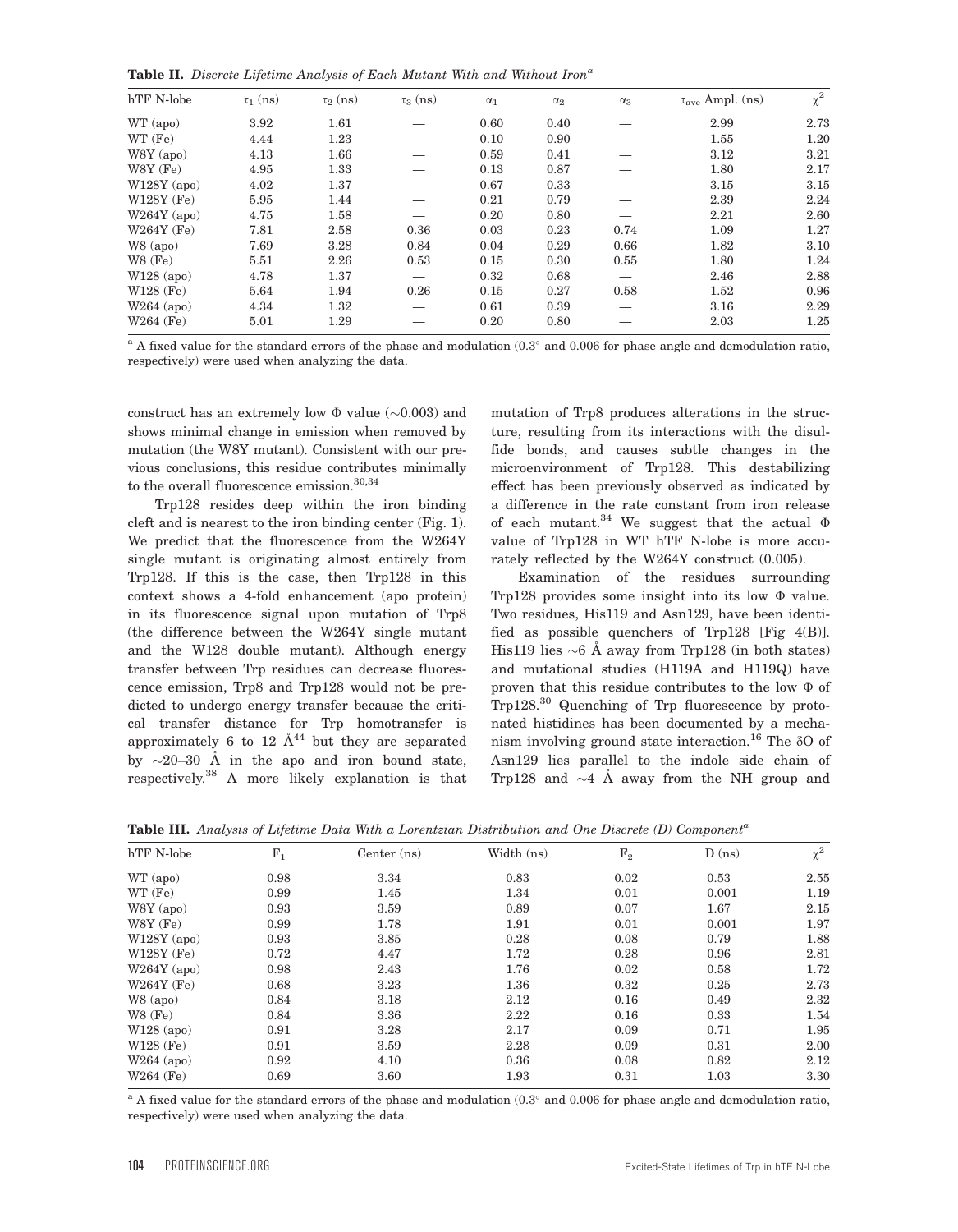**Table II.** *Discrete Lifetime Analysis of Each Mutant With and Without Iron*[a]

| hTF N-lobe | $\tau_1$ (ns) | $\tau_2$ (ns) | $\tau_3$ (ns) | $\alpha_1$ | $\alpha_2$ | $\alpha_3$ | $\tau_{ave}$ Ampl. (ns) | $\chi^2$ |
|---|---|---|---|---|---|---|---|---|
| WT (apo) | 3.92 | 1.61 | — | 0.60 | 0.40 | — | 2.99 | 2.73 |
| WT (Fe) | 4.44 | 1.23 | — | 0.10 | 0.90 | — | 1.55 | 1.20 |
| W8Y (apo) | 4.13 | 1.66 | — | 0.59 | 0.41 | — | 3.12 | 3.21 |
| W8Y (Fe) | 4.95 | 1.33 | — | 0.13 | 0.87 | — | 1.80 | 2.17 |
| W128Y (apo) | 4.02 | 1.37 | — | 0.67 | 0.33 | — | 3.15 | 3.15 |
| W128Y (Fe) | 5.95 | 1.44 | — | 0.21 | 0.79 | — | 2.39 | 2.24 |
| W264Y (apo) | 4.75 | 1.58 | — | 0.20 | 0.80 | — | 2.21 | 2.60 |
| W264Y (Fe) | 7.81 | 2.58 | 0.36 | 0.03 | 0.23 | 0.74 | 1.09 | 1.27 |
| W8 (apo) | 7.69 | 3.28 | 0.84 | 0.04 | 0.29 | 0.66 | 1.82 | 3.10 |
| W8 (Fe) | 5.51 | 2.26 | 0.53 | 0.15 | 0.30 | 0.55 | 1.80 | 1.24 |
| W128 (apo) | 4.78 | 1.37 | — | 0.32 | 0.68 | — | 2.46 | 2.88 |
| W128 (Fe) | 5.64 | 1.94 | 0.26 | 0.15 | 0.27 | 0.58 | 1.52 | 0.96 |
| W264 (apo) | 4.34 | 1.32 | — | 0.61 | 0.39 | — | 3.16 | 2.29 |
| W264 (Fe) | 5.01 | 1.29 | — | 0.20 | 0.80 | — | 2.03 | 1.25 |

[a] A fixed value for the standard errors of the phase and modulation (0.3° and 0.006 for phase angle and demodulation ratio, respectively) were used when analyzing the data.

construct has an extremely low Φ value (~0.003) and shows minimal change in emission when removed by mutation (the W8Y mutant). Consistent with our previous conclusions, this residue contributes minimally to the overall fluorescence emission.[30,34]

Trp128 resides deep within the iron binding cleft and is nearest to the iron binding center (Fig. 1). We predict that the fluorescence from the W264Y single mutant is originating almost entirely from Trp128. If this is the case, then Trp128 in this context shows a 4-fold enhancement (apo protein) in its fluorescence signal upon mutation of Trp8 (the difference between the W264Y single mutant and the W128 double mutant). Although energy transfer between Trp residues can decrease fluorescence emission, Trp8 and Trp128 would not be predicted to undergo energy transfer because the critical transfer distance for Trp homotransfer is approximately 6 to 12 Å[44] but they are separated by ~20–30 Å in the apo and iron bound state, respectively.[38] A more likely explanation is that mutation of Trp8 produces alterations in the structure, resulting from its interactions with the disulfide bonds, and causes subtle changes in the microenvironment of Trp128. This destabilizing effect has been previously observed as indicated by a difference in the rate constant from iron release of each mutant.[34] We suggest that the actual Φ value of Trp128 in WT hTF N-lobe is more accurately reflected by the W264Y construct (0.005).

Examination of the residues surrounding Trp128 provides some insight into its low Φ value. Two residues, His119 and Asn129, have been identified as possible quenchers of Trp128 [Fig 4(B)]. His119 lies ~6 Å away from Trp128 (in both states) and mutational studies (H119A and H119Q) have proven that this residue contributes to the low Φ of Trp128.[30] Quenching of Trp fluorescence by protonated histidines has been documented by a mechanism involving ground state interaction.[16] The δO of Asn129 lies parallel to the indole side chain of Trp128 and ~4 Å away from the NH group and

**Table III.** *Analysis of Lifetime Data With a Lorentzian Distribution and One Discrete (D) Component*[a]

| hTF N-lobe | $F_1$ | Center (ns) | Width (ns) | $F_2$ | D (ns) | $\chi^2$ |
|---|---|---|---|---|---|---|
| WT (apo) | 0.98 | 3.34 | 0.83 | 0.02 | 0.53 | 2.55 |
| WT (Fe) | 0.99 | 1.45 | 1.34 | 0.01 | 0.001 | 1.19 |
| W8Y (apo) | 0.93 | 3.59 | 0.89 | 0.07 | 1.67 | 2.15 |
| W8Y (Fe) | 0.99 | 1.78 | 1.91 | 0.01 | 0.001 | 1.97 |
| W128Y (apo) | 0.93 | 3.85 | 0.28 | 0.08 | 0.79 | 1.88 |
| W128Y (Fe) | 0.72 | 4.47 | 1.72 | 0.28 | 0.96 | 2.81 |
| W264Y (apo) | 0.98 | 2.43 | 1.76 | 0.02 | 0.58 | 1.72 |
| W264Y (Fe) | 0.68 | 3.23 | 1.36 | 0.32 | 0.25 | 2.73 |
| W8 (apo) | 0.84 | 3.18 | 2.12 | 0.16 | 0.49 | 2.32 |
| W8 (Fe) | 0.84 | 3.36 | 2.22 | 0.16 | 0.33 | 1.54 |
| W128 (apo) | 0.91 | 3.28 | 2.17 | 0.09 | 0.71 | 1.95 |
| W128 (Fe) | 0.91 | 3.59 | 2.28 | 0.09 | 0.31 | 2.00 |
| W264 (apo) | 0.92 | 4.10 | 0.36 | 0.08 | 0.82 | 2.12 |
| W264 (Fe) | 0.69 | 3.60 | 1.93 | 0.31 | 1.03 | 3.30 |

[a] A fixed value for the standard errors of the phase and modulation (0.3° and 0.006 for phase angle and demodulation ratio, respectively) were used when analyzing the data.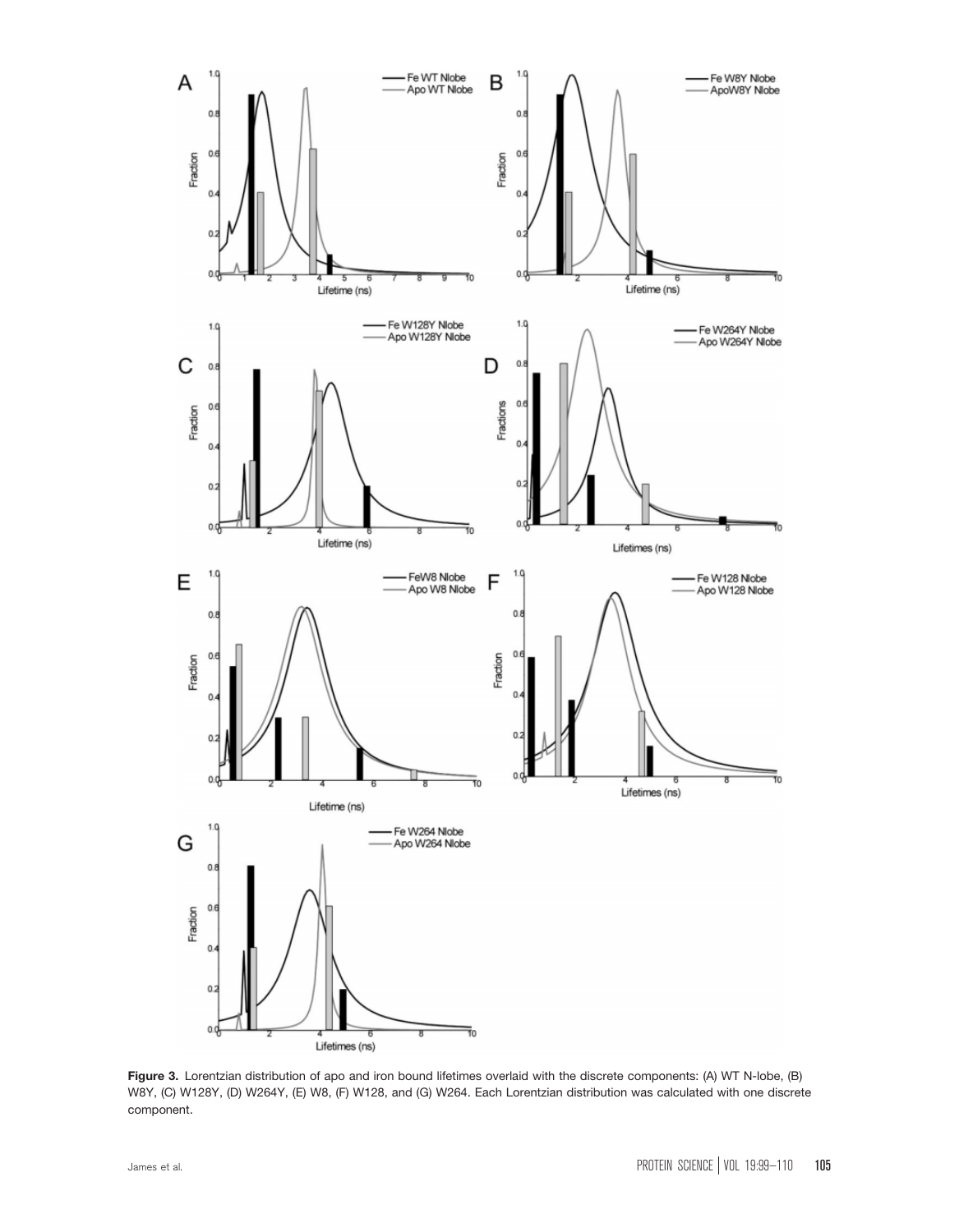**Figure 3.** Lorentzian distribution of apo and iron bound lifetimes overlaid with the discrete components: (A) WT N-lobe, (B) W8Y, (C) W128Y, (D) W264Y, (E) W8, (F) W128, and (G) W264. Each Lorentzian distribution was calculated with one discrete component.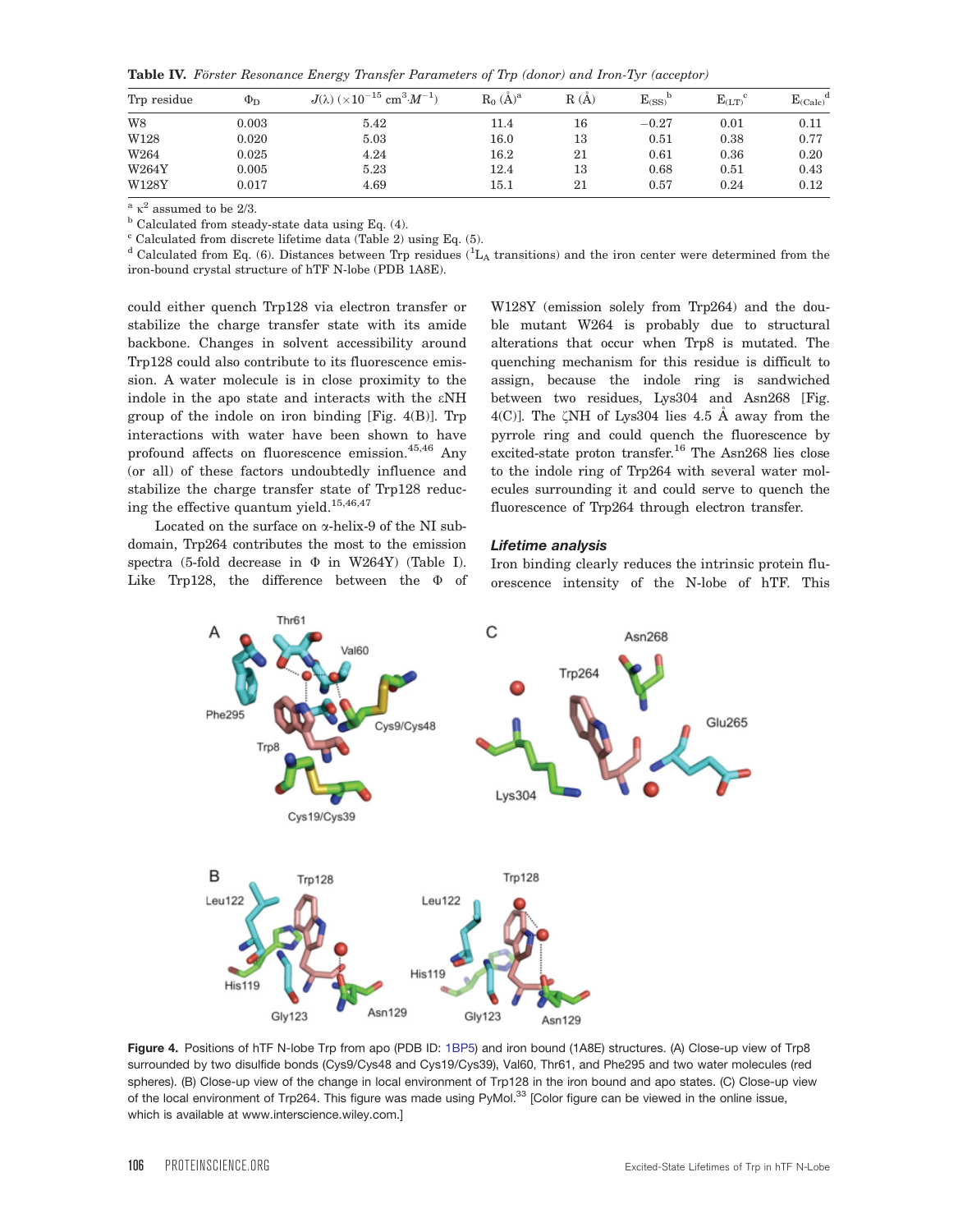**Table IV.** *Förster Resonance Energy Transfer Parameters of Trp (donor) and Iron-Tyr (acceptor)*

| Trp residue | $\Phi_D$ | $J(\lambda)$ ($\times 10^{-15}$ $cm^3 \cdot M^{-1}$) | $R_0$ (Å)[a] | R (Å) | $E_{(SS)}$[b] | $E_{(LT)}$[c] | $E_{(Calc)}$[d] |
|---|---|---|---|---|---|---|---|
| W8 | 0.003 | 5.42 | 11.4 | 16 | −0.27 | 0.01 | 0.11 |
| W128 | 0.020 | 5.03 | 16.0 | 13 | 0.51 | 0.38 | 0.77 |
| W264 | 0.025 | 4.24 | 16.2 | 21 | 0.61 | 0.36 | 0.20 |
| W264Y | 0.005 | 5.23 | 12.4 | 13 | 0.68 | 0.51 | 0.43 |
| W128Y | 0.017 | 4.69 | 15.1 | 21 | 0.57 | 0.24 | 0.12 |

[a] $\kappa^2$ assumed to be 2/3.
[b] Calculated from steady-state data using Eq. (4).
[c] Calculated from discrete lifetime data (Table 2) using Eq. (5).
[d] Calculated from Eq. (6). Distances between Trp residues ($^1L_A$ transitions) and the iron center were determined from the iron-bound crystal structure of hTF N-lobe (PDB 1A8E).

could either quench Trp128 via electron transfer or stabilize the charge transfer state with its amide backbone. Changes in solvent accessibility around Trp128 could also contribute to its fluorescence emission. A water molecule is in close proximity to the indole in the apo state and interacts with the εNH group of the indole on iron binding [Fig. 4(B)]. Trp interactions with water have been shown to have profound affects on fluorescence emission.[45,46] Any (or all) of these factors undoubtedly influence and stabilize the charge transfer state of Trp128 reducing the effective quantum yield.[15,46,47]

Located on the surface on α-helix-9 of the NI subdomain, Trp264 contributes the most to the emission spectra (5-fold decrease in Φ in W264Y) (Table I). Like Trp128, the difference between the Φ of W128Y (emission solely from Trp264) and the double mutant W264 is probably due to structural alterations that occur when Trp8 is mutated. The quenching mechanism for this residue is difficult to assign, because the indole ring is sandwiched between two residues, Lys304 and Asn268 [Fig. 4(C)]. The ζNH of Lys304 lies 4.5 Å away from the pyrrole ring and could quench the fluorescence by excited-state proton transfer.[16] The Asn268 lies close to the indole ring of Trp264 with several water molecules surrounding it and could serve to quench the fluorescence of Trp264 through electron transfer.

### *Lifetime analysis*

Iron binding clearly reduces the intrinsic protein fluorescence intensity of the N-lobe of hTF. This

**Figure 4.** Positions of hTF N-lobe Trp from apo (PDB ID: 1BP5) and iron bound (1A8E) structures. (A) Close-up view of Trp8 surrounded by two disulfide bonds (Cys9/Cys48 and Cys19/Cys39), Val60, Thr61, and Phe295 and two water molecules (red spheres). (B) Close-up view of the change in local environment of Trp128 in the iron bound and apo states. (C) Close-up view of the local environment of Trp264. This figure was made using PyMol.[33] [Color figure can be viewed in the online issue, which is available at www.interscience.wiley.com.]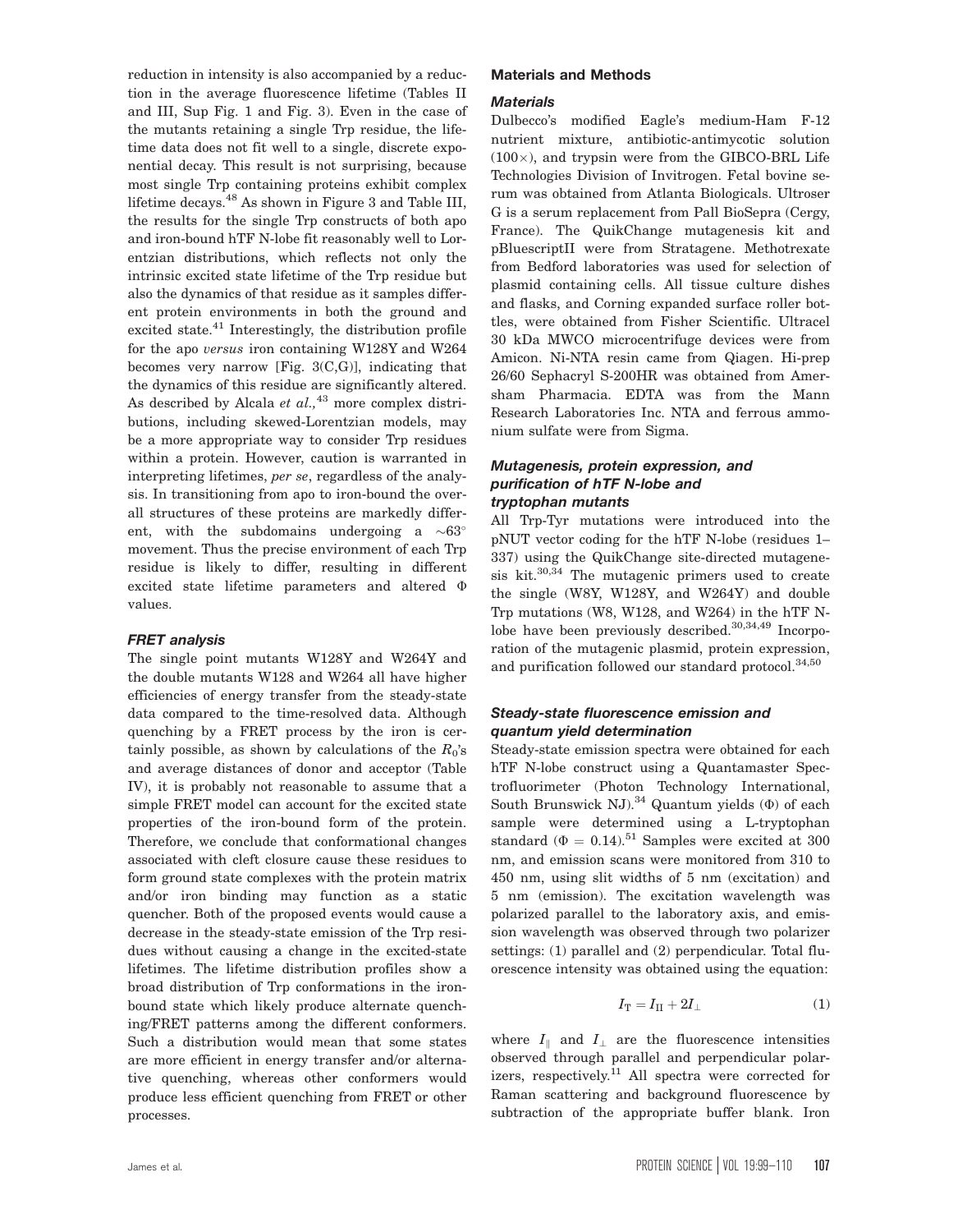reduction in intensity is also accompanied by a reduction in the average fluorescence lifetime (Tables II and III, Sup Fig. 1 and Fig. 3). Even in the case of the mutants retaining a single Trp residue, the lifetime data does not fit well to a single, discrete exponential decay. This result is not surprising, because most single Trp containing proteins exhibit complex lifetime decays.[48] As shown in Figure 3 and Table III, the results for the single Trp constructs of both apo and iron-bound hTF N-lobe fit reasonably well to Lorentzian distributions, which reflects not only the intrinsic excited state lifetime of the Trp residue but also the dynamics of that residue as it samples different protein environments in both the ground and excited state.[41] Interestingly, the distribution profile for the apo *versus* iron containing W128Y and W264 becomes very narrow [Fig. 3(C,G)], indicating that the dynamics of this residue are significantly altered. As described by Alcala *et al.*,[43] more complex distributions, including skewed-Lorentzian models, may be a more appropriate way to consider Trp residues within a protein. However, caution is warranted in interpreting lifetimes, *per se*, regardless of the analysis. In transitioning from apo to iron-bound the overall structures of these proteins are markedly different, with the subdomains undergoing a $\sim 63^\circ$ movement. Thus the precise environment of each Trp residue is likely to differ, resulting in different excited state lifetime parameters and altered $\Phi$ values.

### FRET analysis

The single point mutants W128Y and W264Y and the double mutants W128 and W264 all have higher efficiencies of energy transfer from the steady-state data compared to the time-resolved data. Although quenching by a FRET process by the iron is certainly possible, as shown by calculations of the $R_0$'s and average distances of donor and acceptor (Table IV), it is probably not reasonable to assume that a simple FRET model can account for the excited state properties of the iron-bound form of the protein. Therefore, we conclude that conformational changes associated with cleft closure cause these residues to form ground state complexes with the protein matrix and/or iron binding may function as a static quencher. Both of the proposed events would cause a decrease in the steady-state emission of the Trp residues without causing a change in the excited-state lifetimes. The lifetime distribution profiles show a broad distribution of Trp conformations in the iron-bound state which likely produce alternate quenching/FRET patterns among the different conformers. Such a distribution would mean that some states are more efficient in energy transfer and/or alternative quenching, whereas other conformers would produce less efficient quenching from FRET or other processes.

## Materials and Methods

### Materials

Dulbecco's modified Eagle's medium-Ham F-12 nutrient mixture, antibiotic-antimycotic solution (100×), and trypsin were from the GIBCO-BRL Life Technologies Division of Invitrogen. Fetal bovine serum was obtained from Atlanta Biologicals. Ultroser G is a serum replacement from Pall BioSepra (Cergy, France). The QuikChange mutagenesis kit and pBluescriptII were from Stratagene. Methotrexate from Bedford laboratories was used for selection of plasmid containing cells. All tissue culture dishes and flasks, and Corning expanded surface roller bottles, were obtained from Fisher Scientific. Ultracel 30 kDa MWCO microcentrifuge devices were from Amicon. Ni-NTA resin came from Qiagen. Hi-prep 26/60 Sephacryl S-200HR was obtained from Amersham Pharmacia. EDTA was from the Mann Research Laboratories Inc. NTA and ferrous ammonium sulfate were from Sigma.

### Mutagenesis, protein expression, and purification of hTF N-lobe and tryptophan mutants

All Trp-Tyr mutations were introduced into the pNUT vector coding for the hTF N-lobe (residues 1–337) using the QuikChange site-directed mutagenesis kit.[30,34] The mutagenic primers used to create the single (W8Y, W128Y, and W264Y) and double Trp mutations (W8, W128, and W264) in the hTF N-lobe have been previously described.[30,34,49] Incorporation of the mutagenic plasmid, protein expression, and purification followed our standard protocol.[34,50]

### Steady-state fluorescence emission and quantum yield determination

Steady-state emission spectra were obtained for each hTF N-lobe construct using a Quantamaster Spectrofluorimeter (Photon Technology International, South Brunswick NJ).[34] Quantum yields ($\Phi$) of each sample were determined using a L-tryptophan standard ($\Phi = 0.14$).[51] Samples were excited at 300 nm, and emission scans were monitored from 310 to 450 nm, using slit widths of 5 nm (excitation) and 5 nm (emission). The excitation wavelength was polarized parallel to the laboratory axis, and emission wavelength was observed through two polarizer settings: (1) parallel and (2) perpendicular. Total fluorescence intensity was obtained using the equation:

$$I_{\mathrm{T}} = I_{\mathrm{II}} + 2I_{\perp} \tag{1}$$

where $I_{\parallel}$ and $I_{\perp}$ are the fluorescence intensities observed through parallel and perpendicular polarizers, respectively.[11] All spectra were corrected for Raman scattering and background fluorescence by subtraction of the appropriate buffer blank. Iron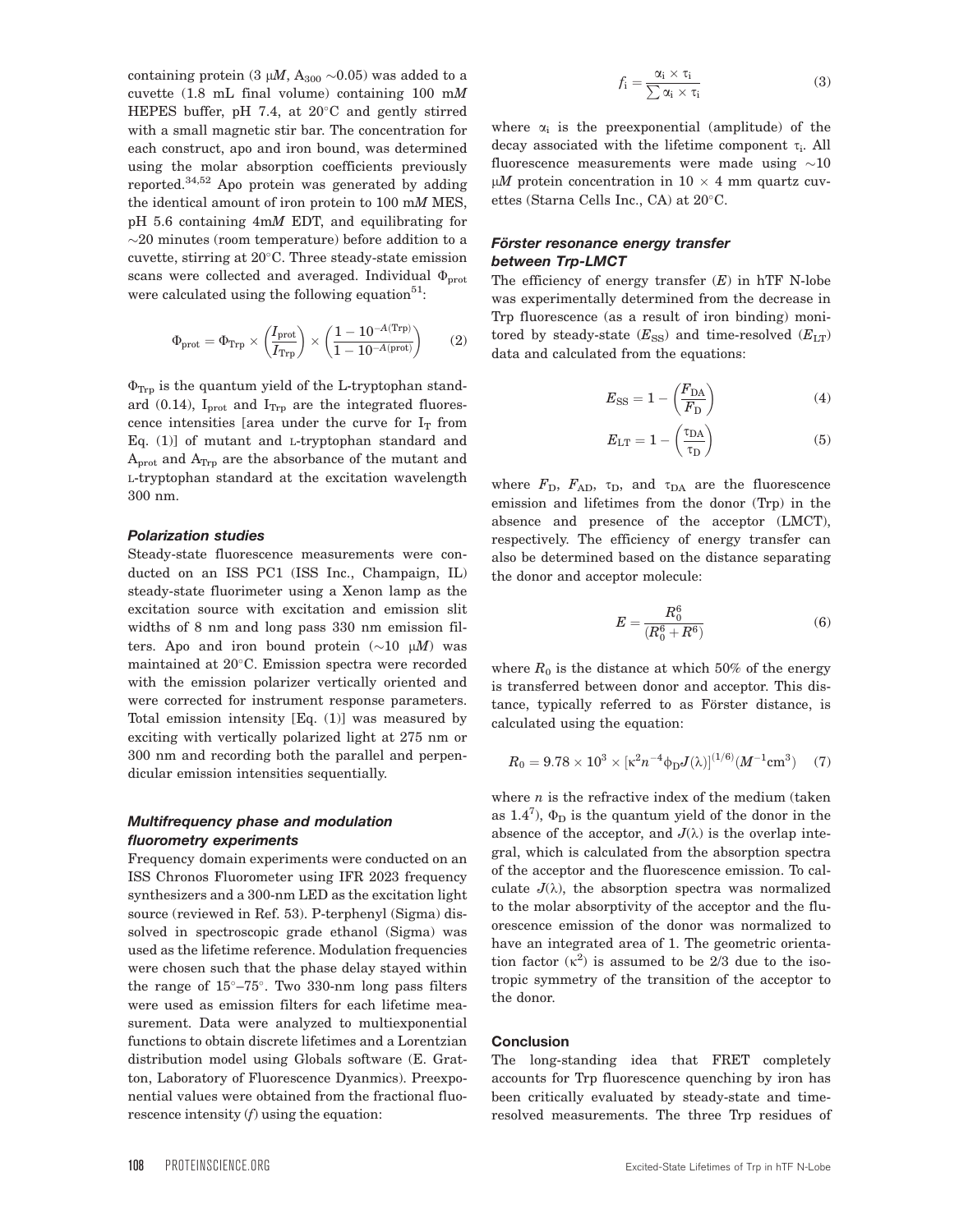containing protein (3 μ*M*, $A_{300}$ ∼0.05) was added to a cuvette (1.8 mL final volume) containing 100 m*M* HEPES buffer, pH 7.4, at 20°C and gently stirred with a small magnetic stir bar. The concentration for each construct, apo and iron bound, was determined using the molar absorption coefficients previously reported.[34,52] Apo protein was generated by adding the identical amount of iron protein to 100 m*M* MES, pH 5.6 containing 4m*M* EDT, and equilibrating for ∼20 minutes (room temperature) before addition to a cuvette, stirring at 20°C. Three steady-state emission scans were collected and averaged. Individual $\Phi_{prot}$ were calculated using the following equation[51]:

$$\Phi_{\mathrm{prot}} = \Phi_{\mathrm{Trp}} \times \left(\frac{I_{\mathrm{prot}}}{I_{\mathrm{Trp}}}\right) \times \left(\frac{1-10^{-A(\mathrm{Trp})}}{1-10^{-A(\mathrm{prot})}}\right) \qquad (2)$$

$\Phi_{Trp}$ is the quantum yield of the L-tryptophan standard (0.14), $I_{prot}$ and $I_{Trp}$ are the integrated fluorescence intensities [area under the curve for $I_T$ from Eq. (1)] of mutant and L-tryptophan standard and $A_{prot}$ and $A_{Trp}$ are the absorbance of the mutant and L-tryptophan standard at the excitation wavelength 300 nm.

### Polarization studies

Steady-state fluorescence measurements were conducted on an ISS PC1 (ISS Inc., Champaign, IL) steady-state fluorimeter using a Xenon lamp as the excitation source with excitation and emission slit widths of 8 nm and long pass 330 nm emission filters. Apo and iron bound protein (∼10 μ*M*) was maintained at 20°C. Emission spectra were recorded with the emission polarizer vertically oriented and were corrected for instrument response parameters. Total emission intensity [Eq. (1)] was measured by exciting with vertically polarized light at 275 nm or 300 nm and recording both the parallel and perpendicular emission intensities sequentially.

### Multifrequency phase and modulation fluorometry experiments

Frequency domain experiments were conducted on an ISS Chronos Fluorometer using IFR 2023 frequency synthesizers and a 300-nm LED as the excitation light source (reviewed in Ref. 53). P-terphenyl (Sigma) dissolved in spectroscopic grade ethanol (Sigma) was used as the lifetime reference. Modulation frequencies were chosen such that the phase delay stayed within the range of 15°–75°. Two 330-nm long pass filters were used as emission filters for each lifetime measurement. Data were analyzed to multiexponential functions to obtain discrete lifetimes and a Lorentzian distribution model using Globals software (E. Gratton, Laboratory of Fluorescence Dyanmics). Preexponential values were obtained from the fractional fluorescence intensity (*f*) using the equation:

$$f_{\mathrm{i}} = \frac{\alpha_{\mathrm{i}} \times \tau_{\mathrm{i}}}{\sum \alpha_{\mathrm{i}} \times \tau_{\mathrm{i}}} \qquad (3)$$

where $\alpha_i$ is the preexponential (amplitude) of the decay associated with the lifetime component $\tau_i$. All fluorescence measurements were made using ∼10 μ*M* protein concentration in 10 × 4 mm quartz cuvettes (Starna Cells Inc., CA) at 20°C.

### Förster resonance energy transfer between Trp-LMCT

The efficiency of energy transfer (*E*) in hTF N-lobe was experimentally determined from the decrease in Trp fluorescence (as a result of iron binding) monitored by steady-state ($E_{SS}$) and time-resolved ($E_{LT}$) data and calculated from the equations:

$$E_{\mathrm{SS}} = 1 - \left(\frac{F_{\mathrm{DA}}}{F_{\mathrm{D}}}\right) \qquad (4)$$

$$E_{\mathrm{LT}} = 1 - \left(\frac{\tau_{\mathrm{DA}}}{\tau_{\mathrm{D}}}\right) \qquad (5)$$

where $F_D$, $F_{AD}$, $\tau_D$, and $\tau_{DA}$ are the fluorescence emission and lifetimes from the donor (Trp) in the absence and presence of the acceptor (LMCT), respectively. The efficiency of energy transfer can also be determined based on the distance separating the donor and acceptor molecule:

$$E = \frac{R_0^6}{(R_0^6 + R^6)} \qquad (6)$$

where $R_0$ is the distance at which 50% of the energy is transferred between donor and acceptor. This distance, typically referred to as Förster distance, is calculated using the equation:

$$R_0 = 9.78 \times 10^3 \times [\kappa^2 n^{-4} \phi_{\mathrm{D}} J(\lambda)]^{(1/6)} (M^{-1}\mathrm{cm}^3) \qquad (7)$$

where *n* is the refractive index of the medium (taken as 1.4[7]), $\Phi_D$ is the quantum yield of the donor in the absence of the acceptor, and $J(\lambda)$ is the overlap integral, which is calculated from the absorption spectra of the acceptor and the fluorescence emission. To calculate $J(\lambda)$, the absorption spectra was normalized to the molar absorptivity of the acceptor and the fluorescence emission of the donor was normalized to have an integrated area of 1. The geometric orientation factor ($\kappa^2$) is assumed to be 2/3 due to the isotropic symmetry of the transition of the acceptor to the donor.

## Conclusion

The long-standing idea that FRET completely accounts for Trp fluorescence quenching by iron has been critically evaluated by steady-state and time-resolved measurements. The three Trp residues of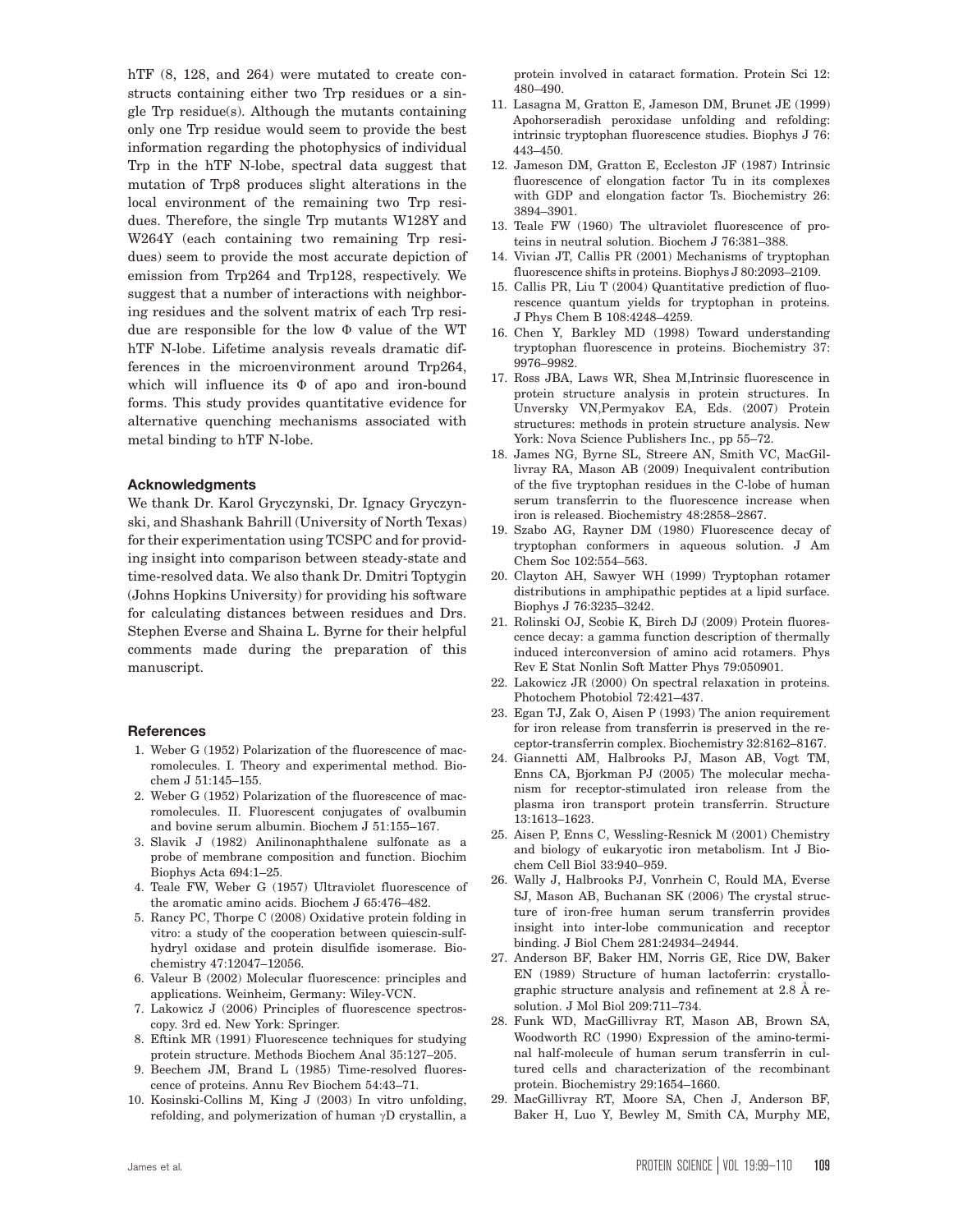hTF (8, 128, and 264) were mutated to create constructs containing either two Trp residues or a single Trp residue(s). Although the mutants containing only one Trp residue would seem to provide the best information regarding the photophysics of individual Trp in the hTF N-lobe, spectral data suggest that mutation of Trp8 produces slight alterations in the local environment of the remaining two Trp residues. Therefore, the single Trp mutants W128Y and W264Y (each containing two remaining Trp residues) seem to provide the most accurate depiction of emission from Trp264 and Trp128, respectively. We suggest that a number of interactions with neighboring residues and the solvent matrix of each Trp residue are responsible for the low Φ value of the WT hTF N-lobe. Lifetime analysis reveals dramatic differences in the microenvironment around Trp264, which will influence its Φ of apo and iron-bound forms. This study provides quantitative evidence for alternative quenching mechanisms associated with metal binding to hTF N-lobe.

### Acknowledgments

We thank Dr. Karol Gryczynski, Dr. Ignacy Gryczynski, and Shashank Bahrill (University of North Texas) for their experimentation using TCSPC and for providing insight into comparison between steady-state and time-resolved data. We also thank Dr. Dmitri Toptygin (Johns Hopkins University) for providing his software for calculating distances between residues and Drs. Stephen Everse and Shaina L. Byrne for their helpful comments made during the preparation of this manuscript.

### References

1. Weber G (1952) Polarization of the fluorescence of macromolecules. I. Theory and experimental method. Biochem J 51:145–155.
2. Weber G (1952) Polarization of the fluorescence of macromolecules. II. Fluorescent conjugates of ovalbumin and bovine serum albumin. Biochem J 51:155–167.
3. Slavik J (1982) Anilinonaphthalene sulfonate as a probe of membrane composition and function. Biochim Biophys Acta 694:1–25.
4. Teale FW, Weber G (1957) Ultraviolet fluorescence of the aromatic amino acids. Biochem J 65:476–482.
5. Rancy PC, Thorpe C (2008) Oxidative protein folding in vitro: a study of the cooperation between quiescin-sulfhydryl oxidase and protein disulfide isomerase. Biochemistry 47:12047–12056.
6. Valeur B (2002) Molecular fluorescence: principles and applications. Weinheim, Germany: Wiley-VCN.
7. Lakowicz J (2006) Principles of fluorescence spectroscopy. 3rd ed. New York: Springer.
8. Eftink MR (1991) Fluorescence techniques for studying protein structure. Methods Biochem Anal 35:127–205.
9. Beechem JM, Brand L (1985) Time-resolved fluorescence of proteins. Annu Rev Biochem 54:43–71.
10. Kosinski-Collins M, King J (2003) In vitro unfolding, refolding, and polymerization of human γD crystallin, a protein involved in cataract formation. Protein Sci 12: 480–490.
11. Lasagna M, Gratton E, Jameson DM, Brunet JE (1999) Apohorseradish peroxidase unfolding and refolding: intrinsic tryptophan fluorescence studies. Biophys J 76: 443–450.
12. Jameson DM, Gratton E, Eccleston JF (1987) Intrinsic fluorescence of elongation factor Tu in its complexes with GDP and elongation factor Ts. Biochemistry 26: 3894–3901.
13. Teale FW (1960) The ultraviolet fluorescence of proteins in neutral solution. Biochem J 76:381–388.
14. Vivian JT, Callis PR (2001) Mechanisms of tryptophan fluorescence shifts in proteins. Biophys J 80:2093–2109.
15. Callis PR, Liu T (2004) Quantitative prediction of fluorescence quantum yields for tryptophan in proteins. J Phys Chem B 108:4248–4259.
16. Chen Y, Barkley MD (1998) Toward understanding tryptophan fluorescence in proteins. Biochemistry 37: 9976–9982.
17. Ross JBA, Laws WR, Shea M,Intrinsic fluorescence in protein structure analysis in protein structures. In Unversky VN,Permyakov EA, Eds. (2007) Protein structures: methods in protein structure analysis. New York: Nova Science Publishers Inc., pp 55–72.
18. James NG, Byrne SL, Streere AN, Smith VC, MacGillivray RA, Mason AB (2009) Inequivalent contribution of the five tryptophan residues in the C-lobe of human serum transferrin to the fluorescence increase when iron is released. Biochemistry 48:2858–2867.
19. Szabo AG, Rayner DM (1980) Fluorescence decay of tryptophan conformers in aqueous solution. J Am Chem Soc 102:554–563.
20. Clayton AH, Sawyer WH (1999) Tryptophan rotamer distributions in amphipathic peptides at a lipid surface. Biophys J 76:3235–3242.
21. Rolinski OJ, Scobie K, Birch DJ (2009) Protein fluorescence decay: a gamma function description of thermally induced interconversion of amino acid rotamers. Phys Rev E Stat Nonlin Soft Matter Phys 79:050901.
22. Lakowicz JR (2000) On spectral relaxation in proteins. Photochem Photobiol 72:421–437.
23. Egan TJ, Zak O, Aisen P (1993) The anion requirement for iron release from transferrin is preserved in the receptor-transferrin complex. Biochemistry 32:8162–8167.
24. Giannetti AM, Halbrooks PJ, Mason AB, Vogt TM, Enns CA, Bjorkman PJ (2005) The molecular mechanism for receptor-stimulated iron release from the plasma iron transport protein transferrin. Structure 13:1613–1623.
25. Aisen P, Enns C, Wessling-Resnick M (2001) Chemistry and biology of eukaryotic iron metabolism. Int J Biochem Cell Biol 33:940–959.
26. Wally J, Halbrooks PJ, Vonrhein C, Rould MA, Everse SJ, Mason AB, Buchanan SK (2006) The crystal structure of iron-free human serum transferrin provides insight into inter-lobe communication and receptor binding. J Biol Chem 281:24934–24944.
27. Anderson BF, Baker HM, Norris GE, Rice DW, Baker EN (1989) Structure of human lactoferrin: crystallographic structure analysis and refinement at 2.8 Å resolution. J Mol Biol 209:711–734.
28. Funk WD, MacGillivray RT, Mason AB, Brown SA, Woodworth RC (1990) Expression of the amino-terminal half-molecule of human serum transferrin in cultured cells and characterization of the recombinant protein. Biochemistry 29:1654–1660.
29. MacGillivray RT, Moore SA, Chen J, Anderson BF, Baker H, Luo Y, Bewley M, Smith CA, Murphy ME,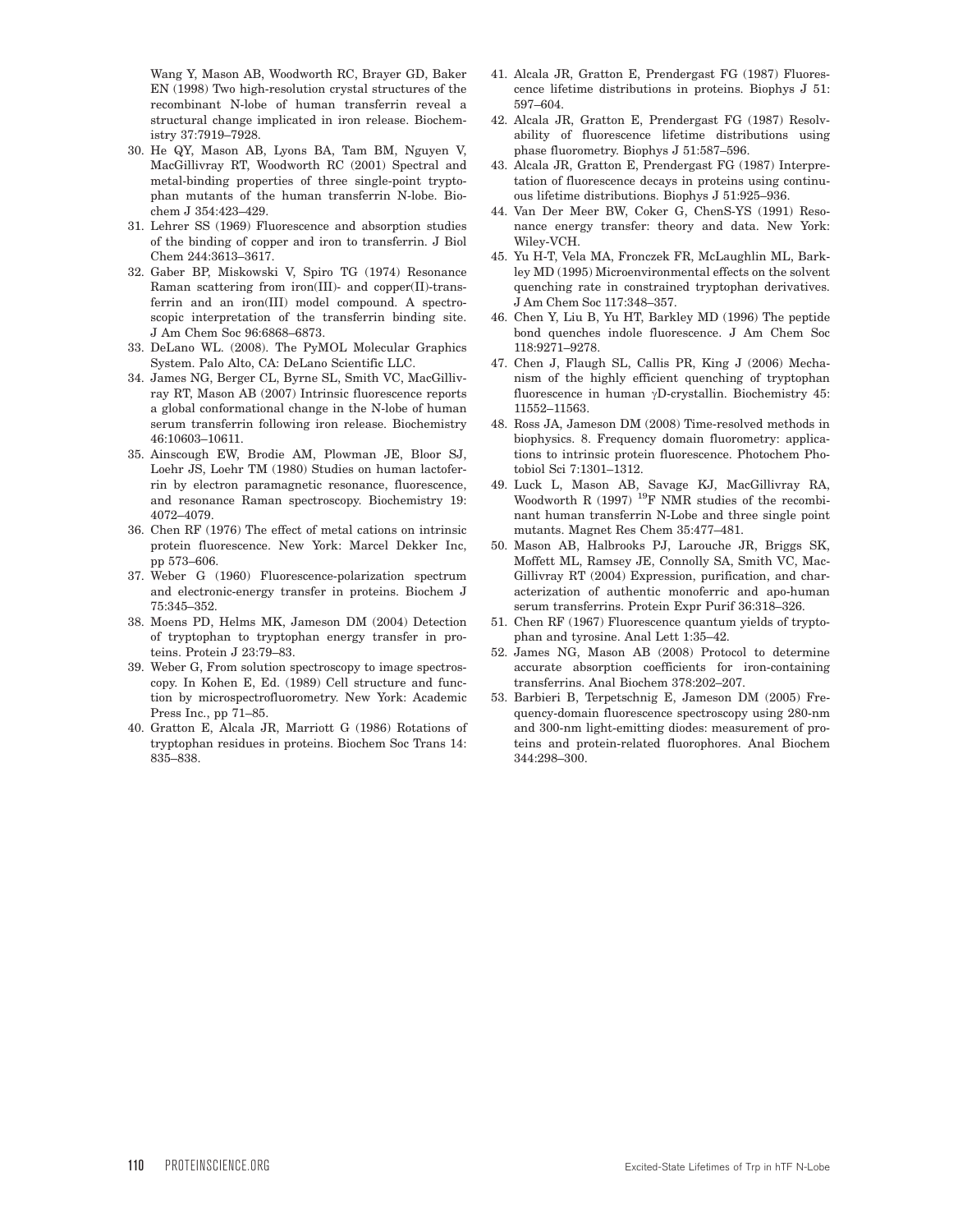Wang Y, Mason AB, Woodworth RC, Brayer GD, Baker EN (1998) Two high-resolution crystal structures of the recombinant N-lobe of human transferrin reveal a structural change implicated in iron release. Biochemistry 37:7919–7928.

30. He QY, Mason AB, Lyons BA, Tam BM, Nguyen V, MacGillivray RT, Woodworth RC (2001) Spectral and metal-binding properties of three single-point tryptophan mutants of the human transferrin N-lobe. Biochem J 354:423–429.
31. Lehrer SS (1969) Fluorescence and absorption studies of the binding of copper and iron to transferrin. J Biol Chem 244:3613–3617.
32. Gaber BP, Miskowski V, Spiro TG (1974) Resonance Raman scattering from iron(III)- and copper(II)-transferrin and an iron(III) model compound. A spectroscopic interpretation of the transferrin binding site. J Am Chem Soc 96:6868–6873.
33. DeLano WL. (2008). The PyMOL Molecular Graphics System. Palo Alto, CA: DeLano Scientific LLC.
34. James NG, Berger CL, Byrne SL, Smith VC, MacGillivray RT, Mason AB (2007) Intrinsic fluorescence reports a global conformational change in the N-lobe of human serum transferrin following iron release. Biochemistry 46:10603–10611.
35. Ainscough EW, Brodie AM, Plowman JE, Bloor SJ, Loehr JS, Loehr TM (1980) Studies on human lactoferrin by electron paramagnetic resonance, fluorescence, and resonance Raman spectroscopy. Biochemistry 19: 4072–4079.
36. Chen RF (1976) The effect of metal cations on intrinsic protein fluorescence. New York: Marcel Dekker Inc, pp 573–606.
37. Weber G (1960) Fluorescence-polarization spectrum and electronic-energy transfer in proteins. Biochem J 75:345–352.
38. Moens PD, Helms MK, Jameson DM (2004) Detection of tryptophan to tryptophan energy transfer in proteins. Protein J 23:79–83.
39. Weber G, From solution spectroscopy to image spectroscopy. In Kohen E, Ed. (1989) Cell structure and function by microspectrofluorometry. New York: Academic Press Inc., pp 71–85.
40. Gratton E, Alcala JR, Marriott G (1986) Rotations of tryptophan residues in proteins. Biochem Soc Trans 14: 835–838.
41. Alcala JR, Gratton E, Prendergast FG (1987) Fluorescence lifetime distributions in proteins. Biophys J 51: 597–604.
42. Alcala JR, Gratton E, Prendergast FG (1987) Resolvability of fluorescence lifetime distributions using phase fluorometry. Biophys J 51:587–596.
43. Alcala JR, Gratton E, Prendergast FG (1987) Interpretation of fluorescence decays in proteins using continuous lifetime distributions. Biophys J 51:925–936.
44. Van Der Meer BW, Coker G, ChenS-YS (1991) Resonance energy transfer: theory and data. New York: Wiley-VCH.
45. Yu H-T, Vela MA, Fronczek FR, McLaughlin ML, Barkley MD (1995) Microenvironmental effects on the solvent quenching rate in constrained tryptophan derivatives. J Am Chem Soc 117:348–357.
46. Chen Y, Liu B, Yu HT, Barkley MD (1996) The peptide bond quenches indole fluorescence. J Am Chem Soc 118:9271–9278.
47. Chen J, Flaugh SL, Callis PR, King J (2006) Mechanism of the highly efficient quenching of tryptophan fluorescence in human γD-crystallin. Biochemistry 45: 11552–11563.
48. Ross JA, Jameson DM (2008) Time-resolved methods in biophysics. 8. Frequency domain fluorometry: applications to intrinsic protein fluorescence. Photochem Photobiol Sci 7:1301–1312.
49. Luck L, Mason AB, Savage KJ, MacGillivray RA, Woodworth R (1997) $^{19}$F NMR studies of the recombinant human transferrin N-Lobe and three single point mutants. Magnet Res Chem 35:477–481.
50. Mason AB, Halbrooks PJ, Larouche JR, Briggs SK, Moffett ML, Ramsey JE, Connolly SA, Smith VC, MacGillivray RT (2004) Expression, purification, and characterization of authentic monoferric and apo-human serum transferrins. Protein Expr Purif 36:318–326.
51. Chen RF (1967) Fluorescence quantum yields of tryptophan and tyrosine. Anal Lett 1:35–42.
52. James NG, Mason AB (2008) Protocol to determine accurate absorption coefficients for iron-containing transferrins. Anal Biochem 378:202–207.
53. Barbieri B, Terpetschnig E, Jameson DM (2005) Frequency-domain fluorescence spectroscopy using 280-nm and 300-nm light-emitting diodes: measurement of proteins and protein-related fluorophores. Anal Biochem 344:298–300.